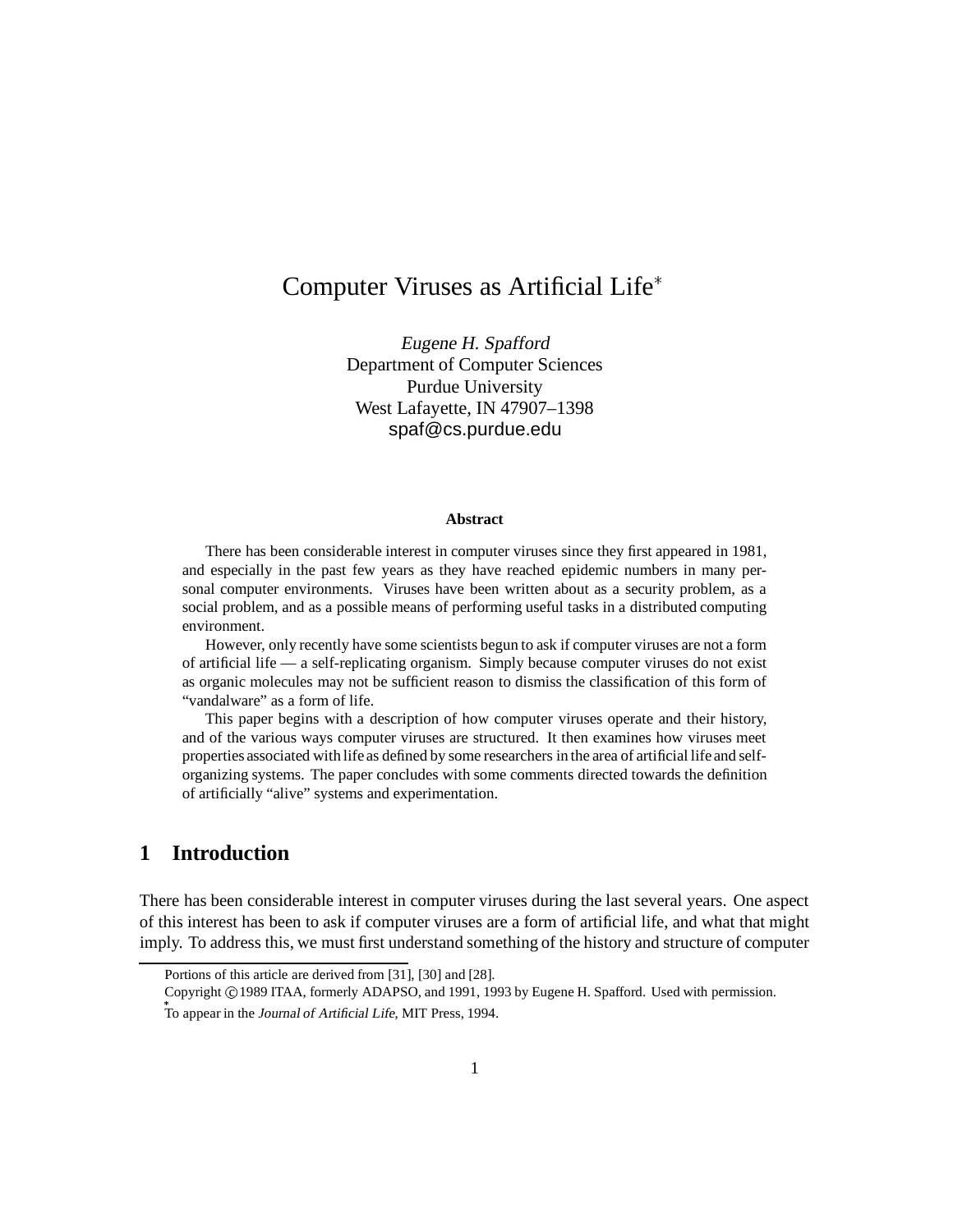# Computer Viruses as Artificial Life*

*Eugene H. Spafford*
Department of Computer Sciences
Purdue University
West Lafayette, IN 47907–1398
spaf@cs.purdue.edu

**Abstract**

There has been considerable interest in computer viruses since they first appeared in 1981, and especially in the past few years as they have reached epidemic numbers in many personal computer environments. Viruses have been written about as a security problem, as a social problem, and as a possible means of performing useful tasks in a distributed computing environment.

However, only recently have some scientists begun to ask if computer viruses are not a form of artificial life — a self-replicating organism. Simply because computer viruses do not exist as organic molecules may not be sufficient reason to dismiss the classification of this form of "vandalware" as a form of life.

This paper begins with a description of how computer viruses operate and their history, and of the various ways computer viruses are structured. It then examines how viruses meet properties associated with life as defined by some researchers in the area of artificial life and self-organizing systems. The paper concludes with some comments directed towards the definition of artificially "alive" systems and experimentation.

## 1 Introduction

There has been considerable interest in computer viruses during the last several years. One aspect of this interest has been to ask if computer viruses are a form of artificial life, and what that might imply. To address this, we must first understand something of the history and structure of computer

---

Portions of this article are derived from [31], [30] and [28].

Copyright © 1989 ITAA, formerly ADAPSO, and 1991, 1993 by Eugene H. Spafford. Used with permission.

*To appear in the *Journal of Artificial Life*, MIT Press, 1994.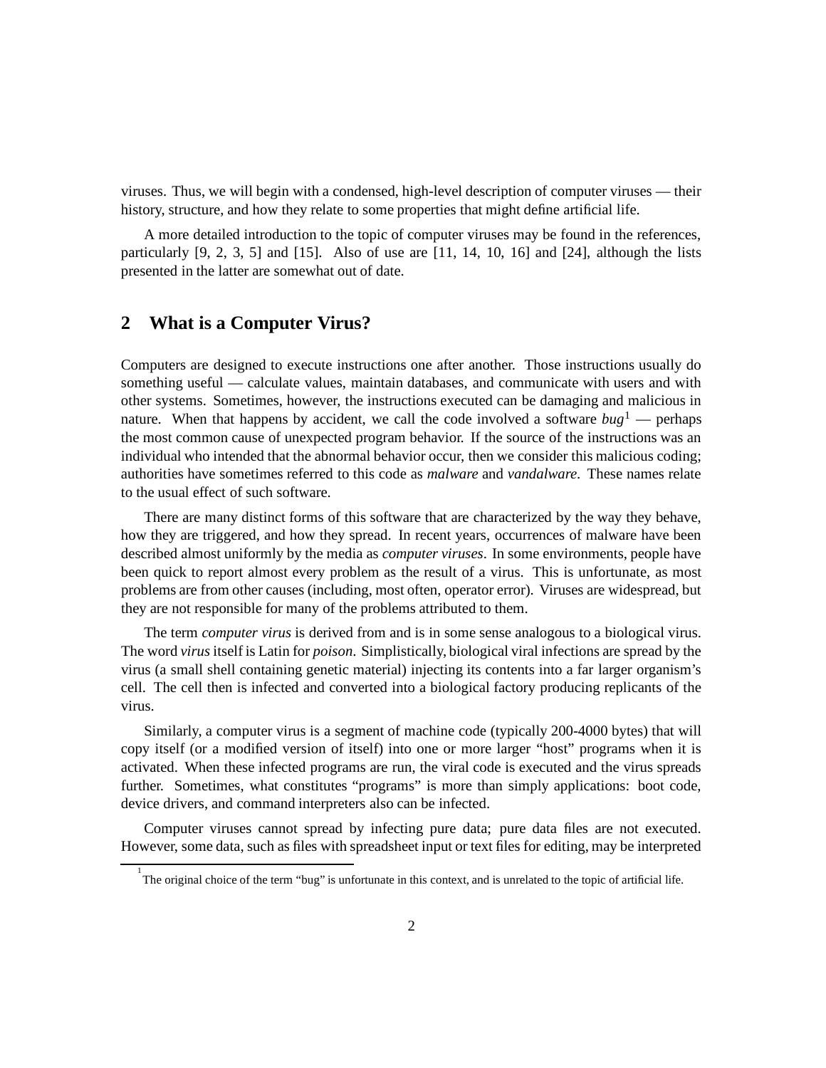viruses. Thus, we will begin with a condensed, high-level description of computer viruses — their history, structure, and how they relate to some properties that might define artificial life.

A more detailed introduction to the topic of computer viruses may be found in the references, particularly [9, 2, 3, 5] and [15]. Also of use are [11, 14, 10, 16] and [24], although the lists presented in the latter are somewhat out of date.

## 2 What is a Computer Virus?

Computers are designed to execute instructions one after another. Those instructions usually do something useful — calculate values, maintain databases, and communicate with users and with other systems. Sometimes, however, the instructions executed can be damaging and malicious in nature. When that happens by accident, we call the code involved a software *bug*[1] — perhaps the most common cause of unexpected program behavior. If the source of the instructions was an individual who intended that the abnormal behavior occur, then we consider this malicious coding; authorities have sometimes referred to this code as *malware* and *vandalware*. These names relate to the usual effect of such software.

There are many distinct forms of this software that are characterized by the way they behave, how they are triggered, and how they spread. In recent years, occurrences of malware have been described almost uniformly by the media as *computer viruses*. In some environments, people have been quick to report almost every problem as the result of a virus. This is unfortunate, as most problems are from other causes (including, most often, operator error). Viruses are widespread, but they are not responsible for many of the problems attributed to them.

The term *computer virus* is derived from and is in some sense analogous to a biological virus. The word *virus* itself is Latin for *poison*. Simplistically, biological viral infections are spread by the virus (a small shell containing genetic material) injecting its contents into a far larger organism's cell. The cell then is infected and converted into a biological factory producing replicants of the virus.

Similarly, a computer virus is a segment of machine code (typically 200-4000 bytes) that will copy itself (or a modified version of itself) into one or more larger "host" programs when it is activated. When these infected programs are run, the viral code is executed and the virus spreads further. Sometimes, what constitutes "programs" is more than simply applications: boot code, device drivers, and command interpreters also can be infected.

Computer viruses cannot spread by infecting pure data; pure data files are not executed. However, some data, such as files with spreadsheet input or text files for editing, may be interpreted

[1] The original choice of the term "bug" is unfortunate in this context, and is unrelated to the topic of artificial life.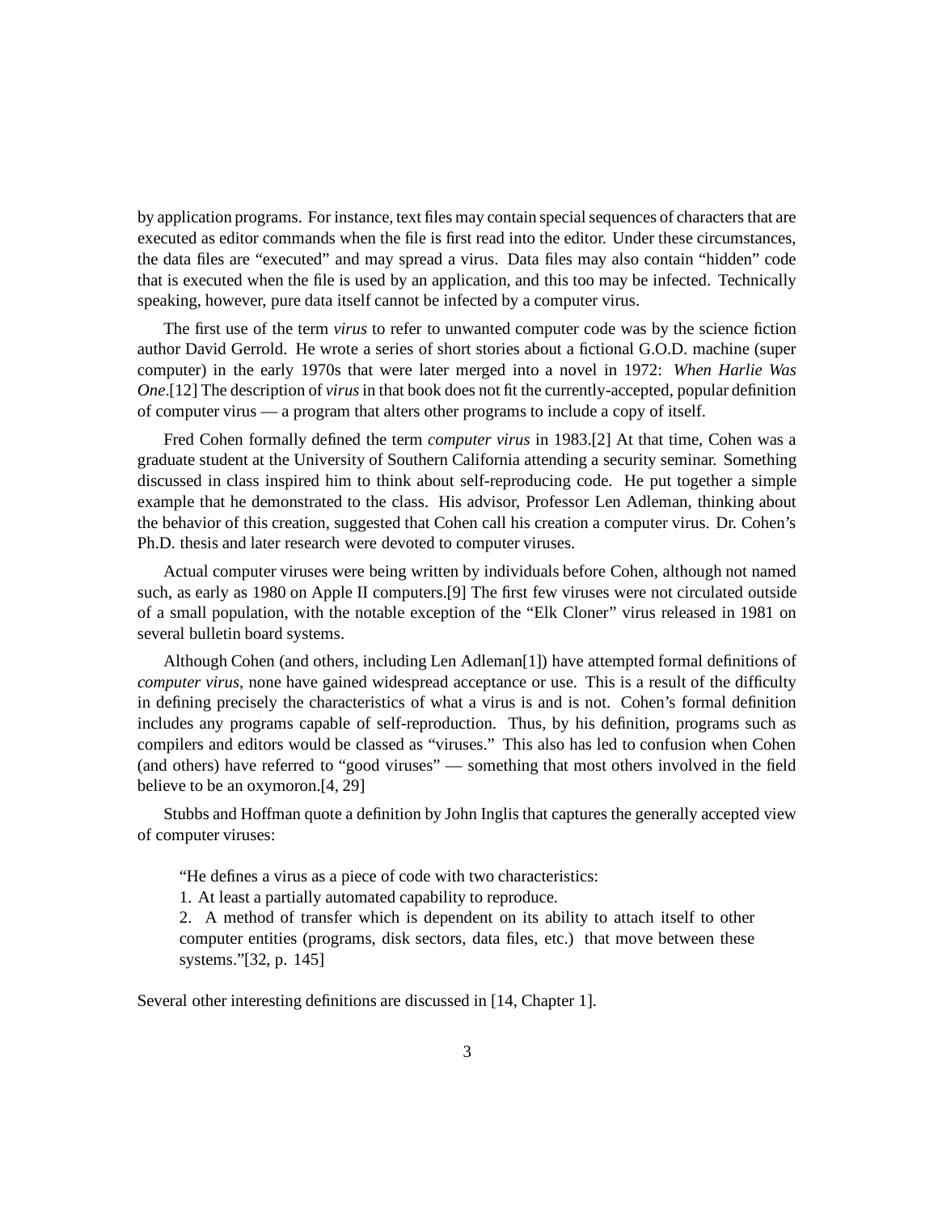by application programs. For instance, text files may contain special sequences of characters that are executed as editor commands when the file is first read into the editor. Under these circumstances, the data files are "executed" and may spread a virus. Data files may also contain "hidden" code that is executed when the file is used by an application, and this too may be infected. Technically speaking, however, pure data itself cannot be infected by a computer virus.

The first use of the term *virus* to refer to unwanted computer code was by the science fiction author David Gerrold. He wrote a series of short stories about a fictional G.O.D. machine (super computer) in the early 1970s that were later merged into a novel in 1972: *When Harlie Was One*.[12] The description of *virus* in that book does not fit the currently-accepted, popular definition of computer virus — a program that alters other programs to include a copy of itself.

Fred Cohen formally defined the term *computer virus* in 1983.[2] At that time, Cohen was a graduate student at the University of Southern California attending a security seminar. Something discussed in class inspired him to think about self-reproducing code. He put together a simple example that he demonstrated to the class. His advisor, Professor Len Adleman, thinking about the behavior of this creation, suggested that Cohen call his creation a computer virus. Dr. Cohen's Ph.D. thesis and later research were devoted to computer viruses.

Actual computer viruses were being written by individuals before Cohen, although not named such, as early as 1980 on Apple II computers.[9] The first few viruses were not circulated outside of a small population, with the notable exception of the "Elk Cloner" virus released in 1981 on several bulletin board systems.

Although Cohen (and others, including Len Adleman[1]) have attempted formal definitions of *computer virus*, none have gained widespread acceptance or use. This is a result of the difficulty in defining precisely the characteristics of what a virus is and is not. Cohen's formal definition includes any programs capable of self-reproduction. Thus, by his definition, programs such as compilers and editors would be classed as "viruses." This also has led to confusion when Cohen (and others) have referred to "good viruses" — something that most others involved in the field believe to be an oxymoron.[4, 29]

Stubbs and Hoffman quote a definition by John Inglis that captures the generally accepted view of computer viruses:

> "He defines a virus as a piece of code with two characteristics:
> 1. At least a partially automated capability to reproduce.
> 2. A method of transfer which is dependent on its ability to attach itself to other computer entities (programs, disk sectors, data files, etc.) that move between these systems."[32, p. 145]

Several other interesting definitions are discussed in [14, Chapter 1].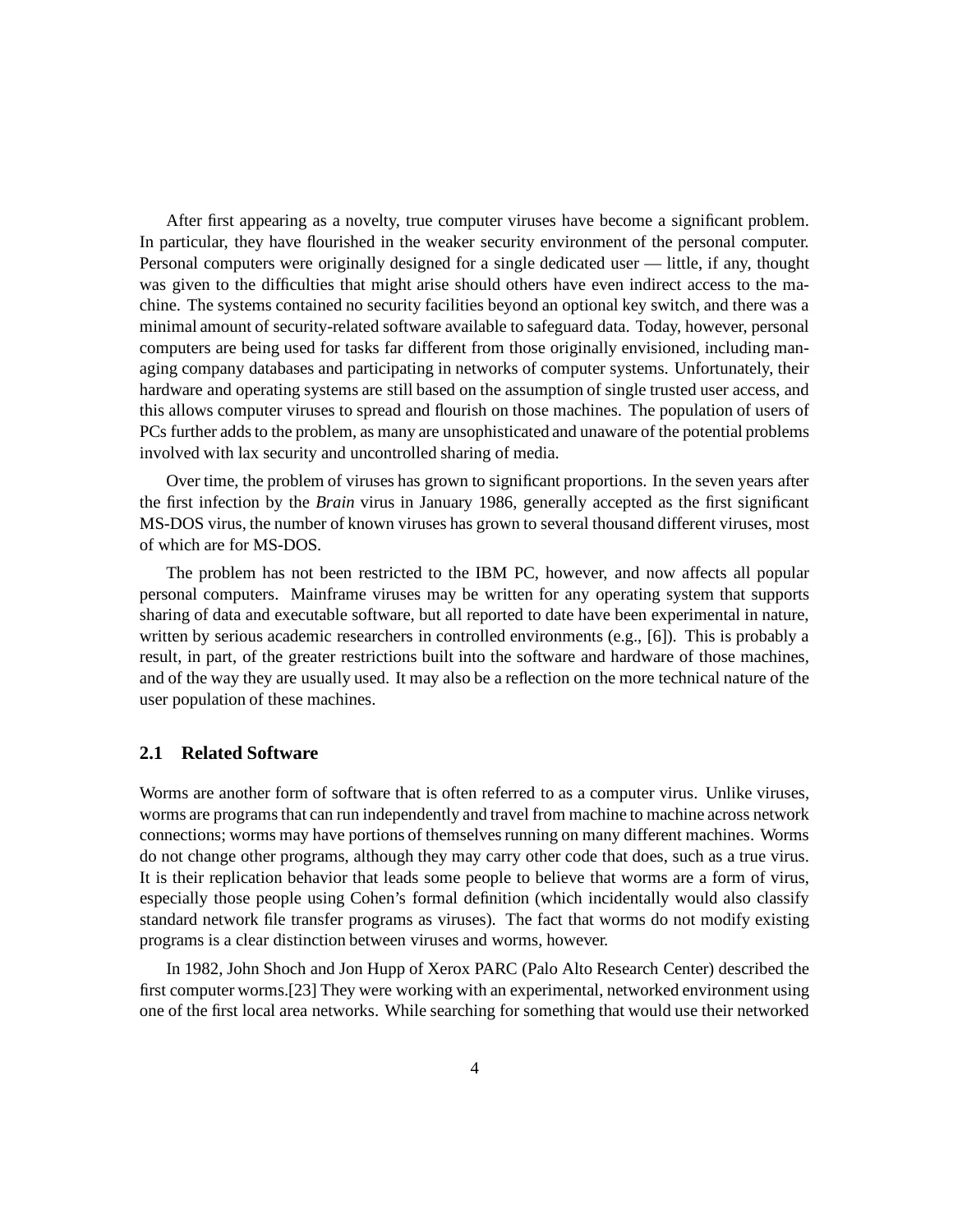After first appearing as a novelty, true computer viruses have become a significant problem. In particular, they have flourished in the weaker security environment of the personal computer. Personal computers were originally designed for a single dedicated user — little, if any, thought was given to the difficulties that might arise should others have even indirect access to the machine. The systems contained no security facilities beyond an optional key switch, and there was a minimal amount of security-related software available to safeguard data. Today, however, personal computers are being used for tasks far different from those originally envisioned, including managing company databases and participating in networks of computer systems. Unfortunately, their hardware and operating systems are still based on the assumption of single trusted user access, and this allows computer viruses to spread and flourish on those machines. The population of users of PCs further adds to the problem, as many are unsophisticated and unaware of the potential problems involved with lax security and uncontrolled sharing of media.

Over time, the problem of viruses has grown to significant proportions. In the seven years after the first infection by the *Brain* virus in January 1986, generally accepted as the first significant MS-DOS virus, the number of known viruses has grown to several thousand different viruses, most of which are for MS-DOS.

The problem has not been restricted to the IBM PC, however, and now affects all popular personal computers. Mainframe viruses may be written for any operating system that supports sharing of data and executable software, but all reported to date have been experimental in nature, written by serious academic researchers in controlled environments (e.g., [6]). This is probably a result, in part, of the greater restrictions built into the software and hardware of those machines, and of the way they are usually used. It may also be a reflection on the more technical nature of the user population of these machines.

### 2.1 Related Software

Worms are another form of software that is often referred to as a computer virus. Unlike viruses, worms are programs that can run independently and travel from machine to machine across network connections; worms may have portions of themselves running on many different machines. Worms do not change other programs, although they may carry other code that does, such as a true virus. It is their replication behavior that leads some people to believe that worms are a form of virus, especially those people using Cohen's formal definition (which incidentally would also classify standard network file transfer programs as viruses). The fact that worms do not modify existing programs is a clear distinction between viruses and worms, however.

In 1982, John Shoch and Jon Hupp of Xerox PARC (Palo Alto Research Center) described the first computer worms.[23] They were working with an experimental, networked environment using one of the first local area networks. While searching for something that would use their networked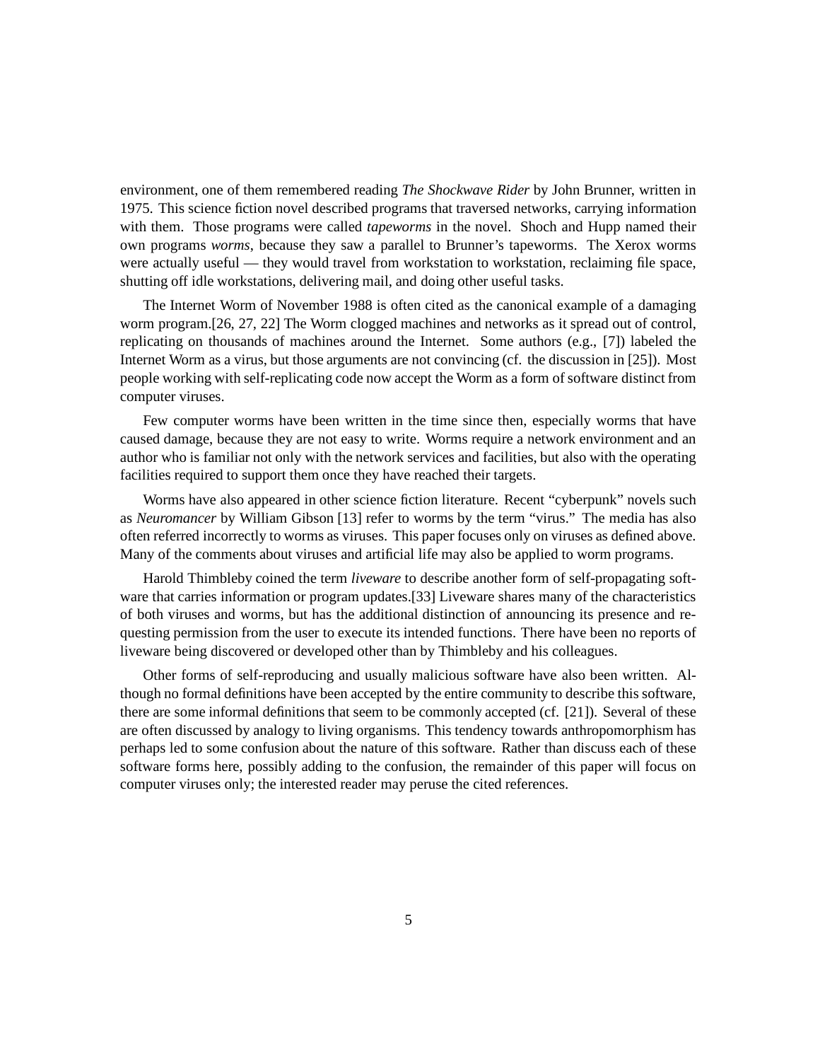environment, one of them remembered reading *The Shockwave Rider* by John Brunner, written in 1975. This science fiction novel described programs that traversed networks, carrying information with them. Those programs were called *tapeworms* in the novel. Shoch and Hupp named their own programs *worms*, because they saw a parallel to Brunner's tapeworms. The Xerox worms were actually useful — they would travel from workstation to workstation, reclaiming file space, shutting off idle workstations, delivering mail, and doing other useful tasks.

The Internet Worm of November 1988 is often cited as the canonical example of a damaging worm program.[26, 27, 22] The Worm clogged machines and networks as it spread out of control, replicating on thousands of machines around the Internet. Some authors (e.g., [7]) labeled the Internet Worm as a virus, but those arguments are not convincing (cf. the discussion in [25]). Most people working with self-replicating code now accept the Worm as a form of software distinct from computer viruses.

Few computer worms have been written in the time since then, especially worms that have caused damage, because they are not easy to write. Worms require a network environment and an author who is familiar not only with the network services and facilities, but also with the operating facilities required to support them once they have reached their targets.

Worms have also appeared in other science fiction literature. Recent "cyberpunk" novels such as *Neuromancer* by William Gibson [13] refer to worms by the term "virus." The media has also often referred incorrectly to worms as viruses. This paper focuses only on viruses as defined above. Many of the comments about viruses and artificial life may also be applied to worm programs.

Harold Thimbleby coined the term *liveware* to describe another form of self-propagating software that carries information or program updates.[33] Liveware shares many of the characteristics of both viruses and worms, but has the additional distinction of announcing its presence and requesting permission from the user to execute its intended functions. There have been no reports of liveware being discovered or developed other than by Thimbleby and his colleagues.

Other forms of self-reproducing and usually malicious software have also been written. Although no formal definitions have been accepted by the entire community to describe this software, there are some informal definitions that seem to be commonly accepted (cf. [21]). Several of these are often discussed by analogy to living organisms. This tendency towards anthropomorphism has perhaps led to some confusion about the nature of this software. Rather than discuss each of these software forms here, possibly adding to the confusion, the remainder of this paper will focus on computer viruses only; the interested reader may peruse the cited references.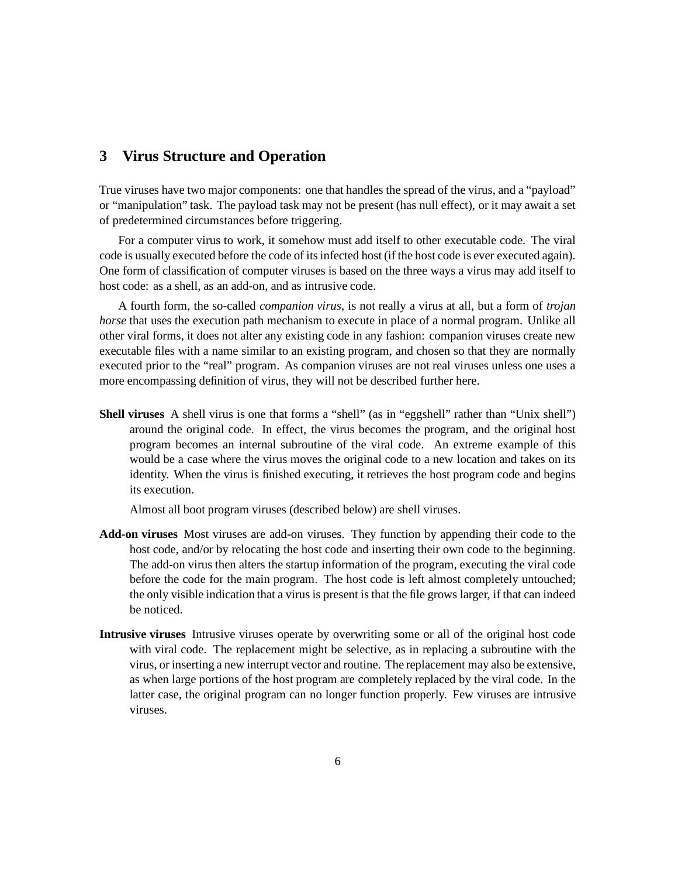## 3 Virus Structure and Operation

True viruses have two major components: one that handles the spread of the virus, and a "payload" or "manipulation" task. The payload task may not be present (has null effect), or it may await a set of predetermined circumstances before triggering.

For a computer virus to work, it somehow must add itself to other executable code. The viral code is usually executed before the code of its infected host (if the host code is ever executed again). One form of classification of computer viruses is based on the three ways a virus may add itself to host code: as a shell, as an add-on, and as intrusive code.

A fourth form, the so-called *companion virus*, is not really a virus at all, but a form of *trojan horse* that uses the execution path mechanism to execute in place of a normal program. Unlike all other viral forms, it does not alter any existing code in any fashion: companion viruses create new executable files with a name similar to an existing program, and chosen so that they are normally executed prior to the "real" program. As companion viruses are not real viruses unless one uses a more encompassing definition of virus, they will not be described further here.

**Shell viruses** A shell virus is one that forms a "shell" (as in "eggshell" rather than "Unix shell") around the original code. In effect, the virus becomes the program, and the original host program becomes an internal subroutine of the viral code. An extreme example of this would be a case where the virus moves the original code to a new location and takes on its identity. When the virus is finished executing, it retrieves the host program code and begins its execution.

Almost all boot program viruses (described below) are shell viruses.

**Add-on viruses** Most viruses are add-on viruses. They function by appending their code to the host code, and/or by relocating the host code and inserting their own code to the beginning. The add-on virus then alters the startup information of the program, executing the viral code before the code for the main program. The host code is left almost completely untouched; the only visible indication that a virus is present is that the file grows larger, if that can indeed be noticed.

**Intrusive viruses** Intrusive viruses operate by overwriting some or all of the original host code with viral code. The replacement might be selective, as in replacing a subroutine with the virus, or inserting a new interrupt vector and routine. The replacement may also be extensive, as when large portions of the host program are completely replaced by the viral code. In the latter case, the original program can no longer function properly. Few viruses are intrusive viruses.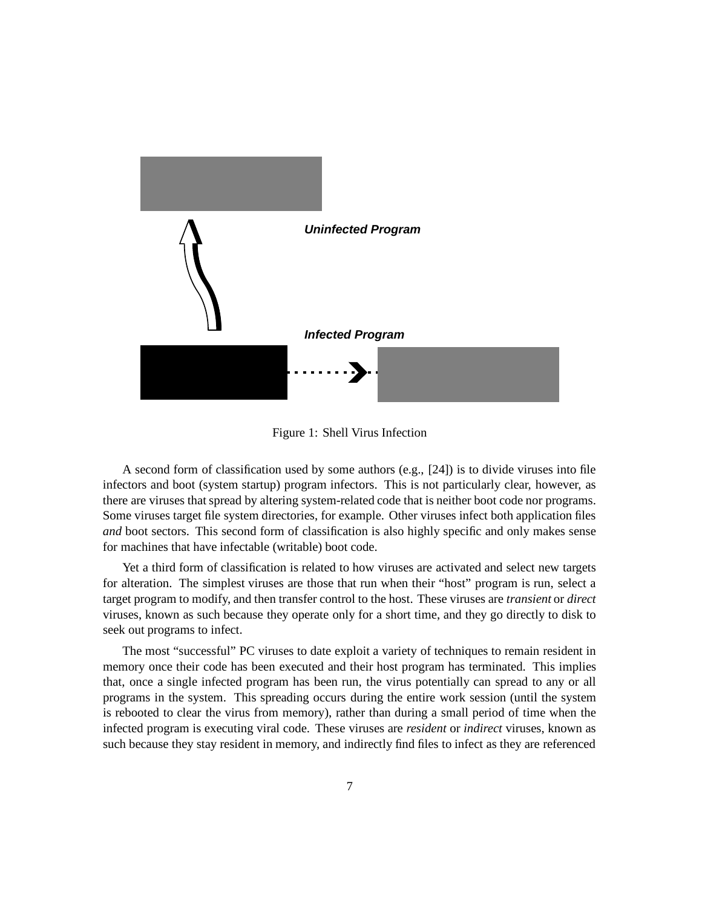Uninfected Program

Infected Program

Figure 1: Shell Virus Infection

A second form of classification used by some authors (e.g., [24]) is to divide viruses into file infectors and boot (system startup) program infectors. This is not particularly clear, however, as there are viruses that spread by altering system-related code that is neither boot code nor programs. Some viruses target file system directories, for example. Other viruses infect both application files *and* boot sectors. This second form of classification is also highly specific and only makes sense for machines that have infectable (writable) boot code.

Yet a third form of classification is related to how viruses are activated and select new targets for alteration. The simplest viruses are those that run when their "host" program is run, select a target program to modify, and then transfer control to the host. These viruses are *transient* or *direct* viruses, known as such because they operate only for a short time, and they go directly to disk to seek out programs to infect.

The most "successful" PC viruses to date exploit a variety of techniques to remain resident in memory once their code has been executed and their host program has terminated. This implies that, once a single infected program has been run, the virus potentially can spread to any or all programs in the system. This spreading occurs during the entire work session (until the system is rebooted to clear the virus from memory), rather than during a small period of time when the infected program is executing viral code. These viruses are *resident* or *indirect* viruses, known as such because they stay resident in memory, and indirectly find files to infect as they are referenced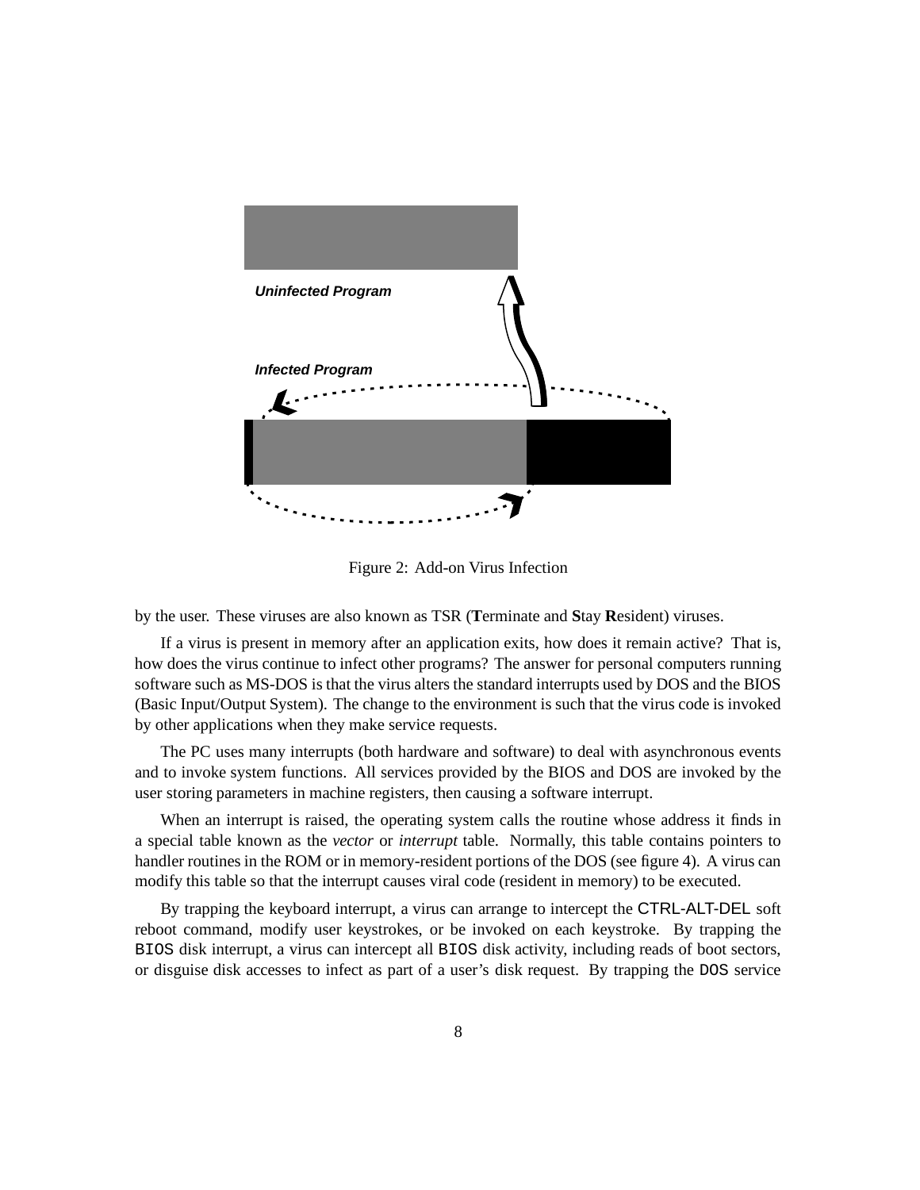Uninfected Program

Infected Program

Figure 2: Add-on Virus Infection

by the user. These viruses are also known as TSR (**T**erminate and **S**tay **R**esident) viruses.

If a virus is present in memory after an application exits, how does it remain active? That is, how does the virus continue to infect other programs? The answer for personal computers running software such as MS-DOS is that the virus alters the standard interrupts used by DOS and the BIOS (Basic Input/Output System). The change to the environment is such that the virus code is invoked by other applications when they make service requests.

The PC uses many interrupts (both hardware and software) to deal with asynchronous events and to invoke system functions. All services provided by the BIOS and DOS are invoked by the user storing parameters in machine registers, then causing a software interrupt.

When an interrupt is raised, the operating system calls the routine whose address it finds in a special table known as the *vector* or *interrupt* table. Normally, this table contains pointers to handler routines in the ROM or in memory-resident portions of the DOS (see figure 4). A virus can modify this table so that the interrupt causes viral code (resident in memory) to be executed.

By trapping the keyboard interrupt, a virus can arrange to intercept the CTRL-ALT-DEL soft reboot command, modify user keystrokes, or be invoked on each keystroke. By trapping the BIOS disk interrupt, a virus can intercept all BIOS disk activity, including reads of boot sectors, or disguise disk accesses to infect as part of a user's disk request. By trapping the DOS service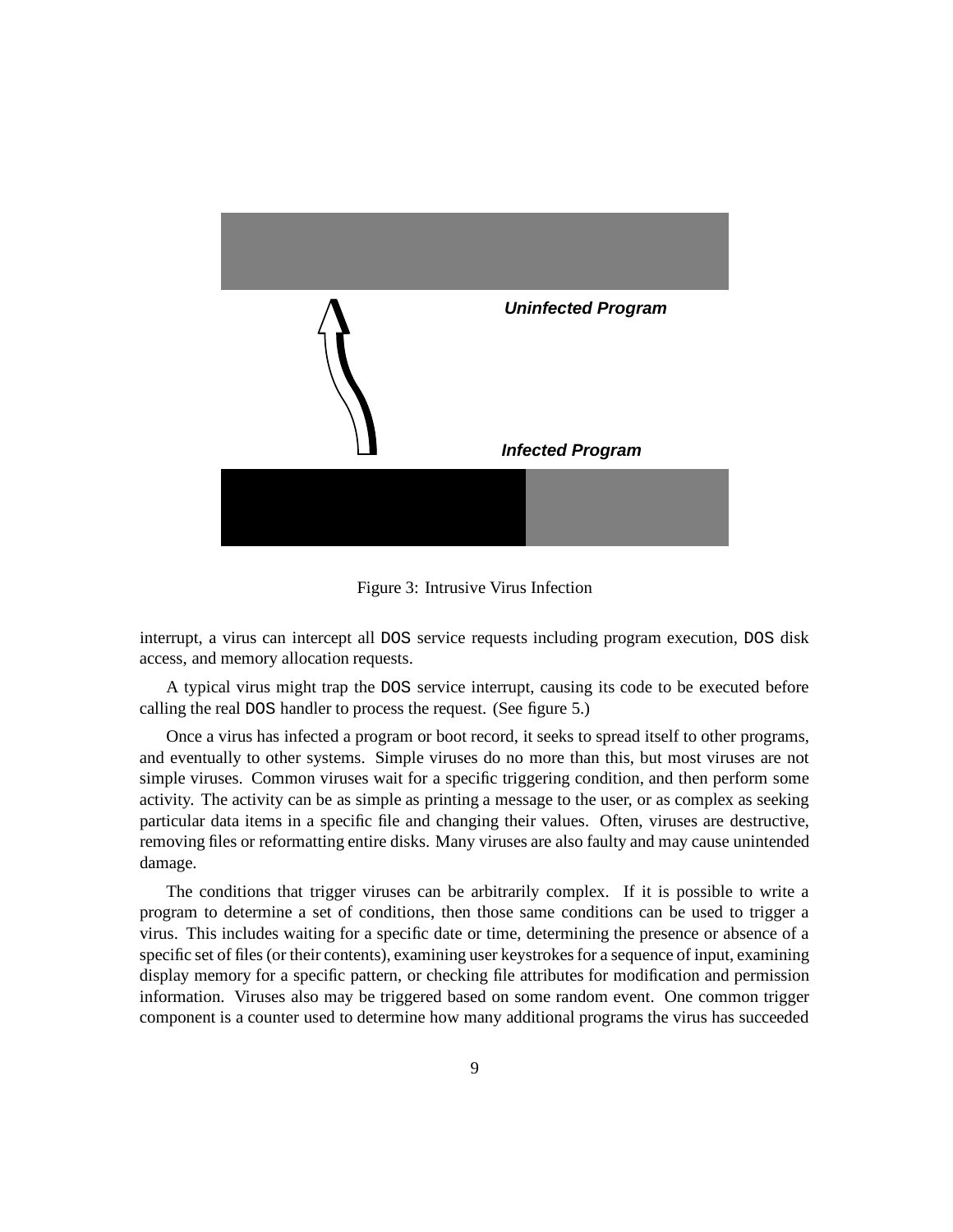Uninfected Program

Infected Program

Figure 3: Intrusive Virus Infection

interrupt, a virus can intercept all DOS service requests including program execution, DOS disk access, and memory allocation requests.

A typical virus might trap the DOS service interrupt, causing its code to be executed before calling the real DOS handler to process the request. (See figure 5.)

Once a virus has infected a program or boot record, it seeks to spread itself to other programs, and eventually to other systems. Simple viruses do no more than this, but most viruses are not simple viruses. Common viruses wait for a specific triggering condition, and then perform some activity. The activity can be as simple as printing a message to the user, or as complex as seeking particular data items in a specific file and changing their values. Often, viruses are destructive, removing files or reformatting entire disks. Many viruses are also faulty and may cause unintended damage.

The conditions that trigger viruses can be arbitrarily complex. If it is possible to write a program to determine a set of conditions, then those same conditions can be used to trigger a virus. This includes waiting for a specific date or time, determining the presence or absence of a specific set of files (or their contents), examining user keystrokes for a sequence of input, examining display memory for a specific pattern, or checking file attributes for modification and permission information. Viruses also may be triggered based on some random event. One common trigger component is a counter used to determine how many additional programs the virus has succeeded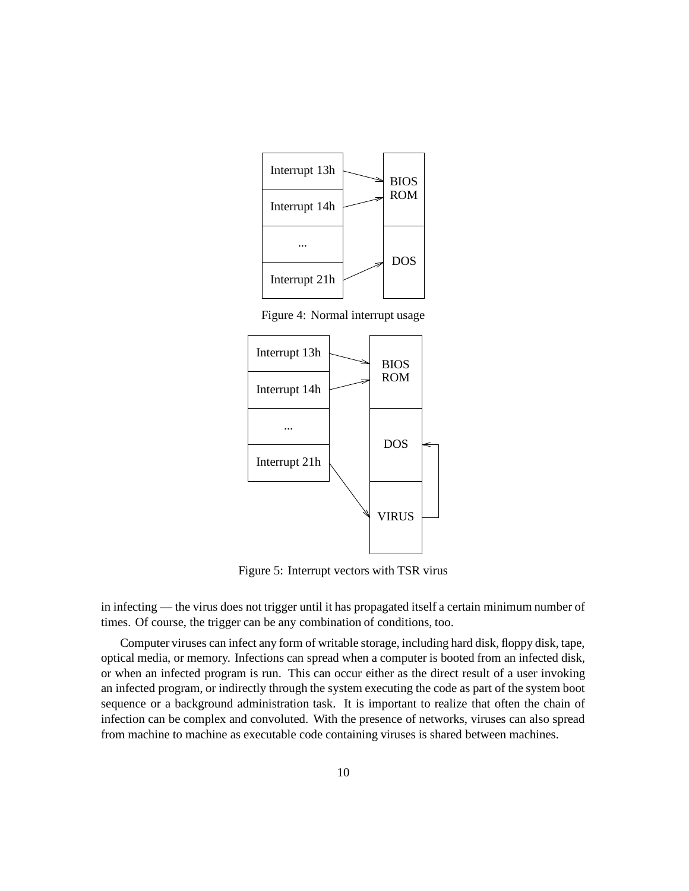Figure 4: Normal interrupt usage

Figure 5: Interrupt vectors with TSR virus

in infecting — the virus does not trigger until it has propagated itself a certain minimum number of times. Of course, the trigger can be any combination of conditions, too.

Computer viruses can infect any form of writable storage, including hard disk, floppy disk, tape, optical media, or memory. Infections can spread when a computer is booted from an infected disk, or when an infected program is run. This can occur either as the direct result of a user invoking an infected program, or indirectly through the system executing the code as part of the system boot sequence or a background administration task. It is important to realize that often the chain of infection can be complex and convoluted. With the presence of networks, viruses can also spread from machine to machine as executable code containing viruses is shared between machines.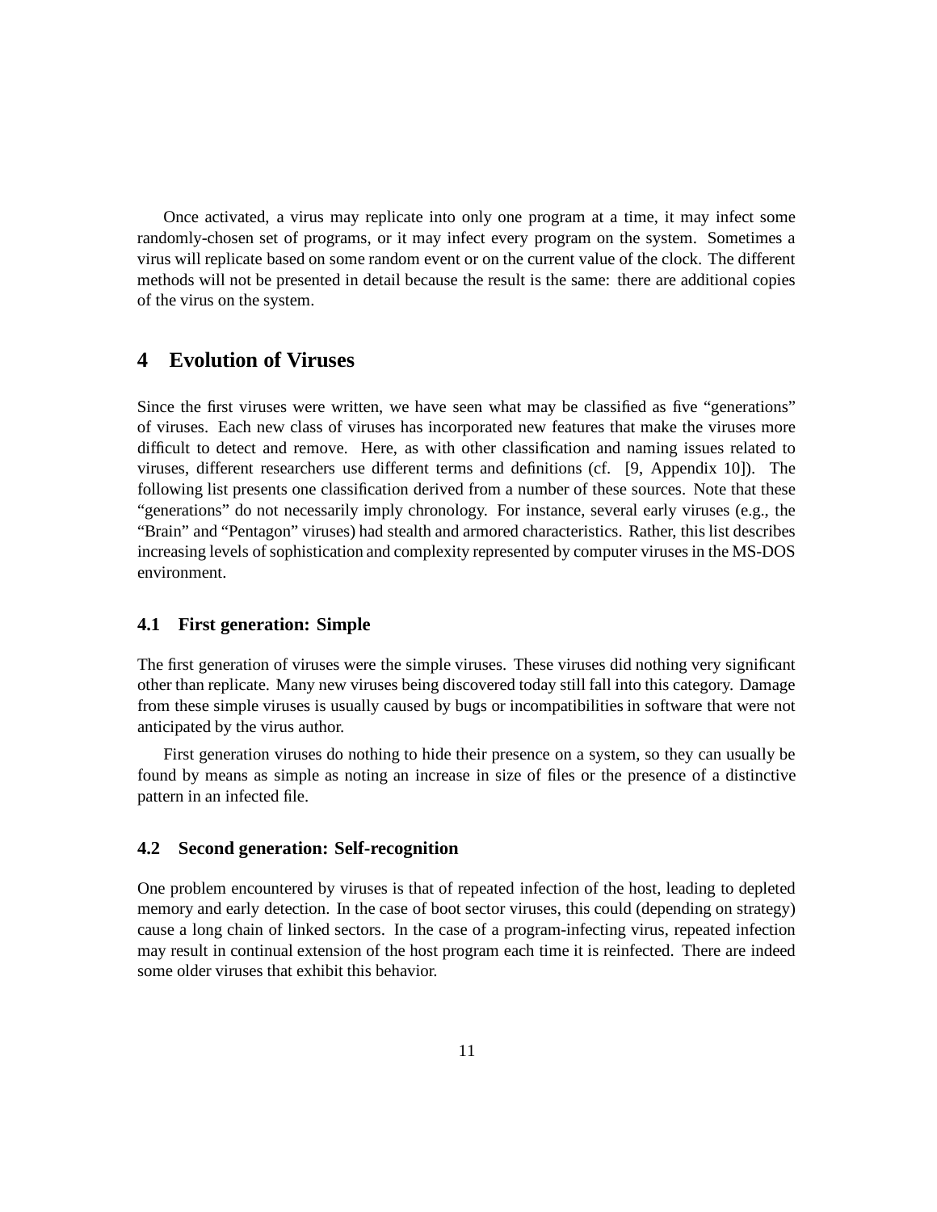Once activated, a virus may replicate into only one program at a time, it may infect some randomly-chosen set of programs, or it may infect every program on the system. Sometimes a virus will replicate based on some random event or on the current value of the clock. The different methods will not be presented in detail because the result is the same: there are additional copies of the virus on the system.

## 4 Evolution of Viruses

Since the first viruses were written, we have seen what may be classified as five "generations" of viruses. Each new class of viruses has incorporated new features that make the viruses more difficult to detect and remove. Here, as with other classification and naming issues related to viruses, different researchers use different terms and definitions (cf. [9, Appendix 10]). The following list presents one classification derived from a number of these sources. Note that these "generations" do not necessarily imply chronology. For instance, several early viruses (e.g., the "Brain" and "Pentagon" viruses) had stealth and armored characteristics. Rather, this list describes increasing levels of sophistication and complexity represented by computer viruses in the MS-DOS environment.

### 4.1 First generation: Simple

The first generation of viruses were the simple viruses. These viruses did nothing very significant other than replicate. Many new viruses being discovered today still fall into this category. Damage from these simple viruses is usually caused by bugs or incompatibilities in software that were not anticipated by the virus author.

First generation viruses do nothing to hide their presence on a system, so they can usually be found by means as simple as noting an increase in size of files or the presence of a distinctive pattern in an infected file.

### 4.2 Second generation: Self-recognition

One problem encountered by viruses is that of repeated infection of the host, leading to depleted memory and early detection. In the case of boot sector viruses, this could (depending on strategy) cause a long chain of linked sectors. In the case of a program-infecting virus, repeated infection may result in continual extension of the host program each time it is reinfected. There are indeed some older viruses that exhibit this behavior.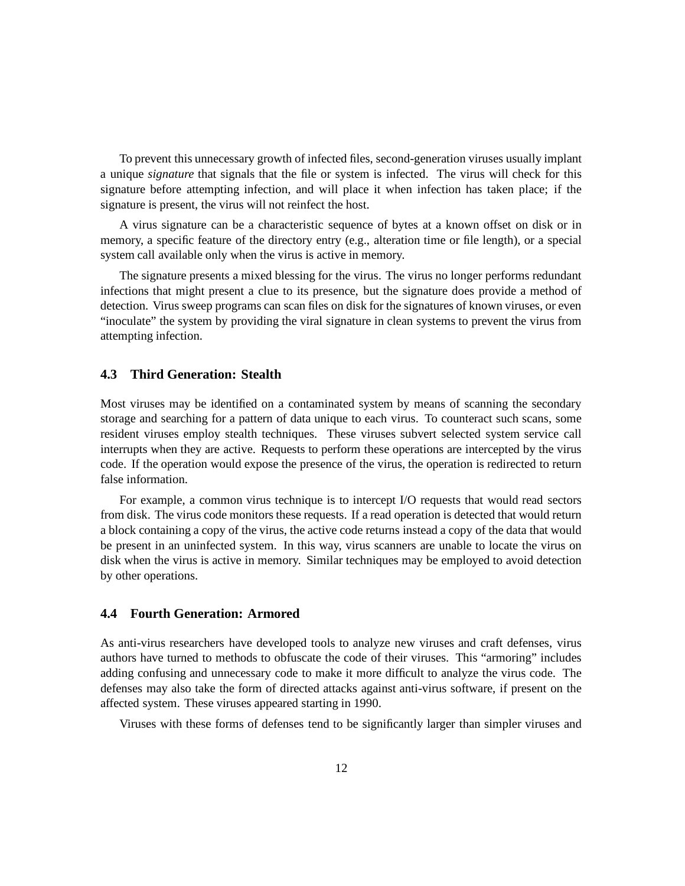To prevent this unnecessary growth of infected files, second-generation viruses usually implant a unique *signature* that signals that the file or system is infected. The virus will check for this signature before attempting infection, and will place it when infection has taken place; if the signature is present, the virus will not reinfect the host.

A virus signature can be a characteristic sequence of bytes at a known offset on disk or in memory, a specific feature of the directory entry (e.g., alteration time or file length), or a special system call available only when the virus is active in memory.

The signature presents a mixed blessing for the virus. The virus no longer performs redundant infections that might present a clue to its presence, but the signature does provide a method of detection. Virus sweep programs can scan files on disk for the signatures of known viruses, or even "inoculate" the system by providing the viral signature in clean systems to prevent the virus from attempting infection.

### 4.3 Third Generation: Stealth

Most viruses may be identified on a contaminated system by means of scanning the secondary storage and searching for a pattern of data unique to each virus. To counteract such scans, some resident viruses employ stealth techniques. These viruses subvert selected system service call interrupts when they are active. Requests to perform these operations are intercepted by the virus code. If the operation would expose the presence of the virus, the operation is redirected to return false information.

For example, a common virus technique is to intercept I/O requests that would read sectors from disk. The virus code monitors these requests. If a read operation is detected that would return a block containing a copy of the virus, the active code returns instead a copy of the data that would be present in an uninfected system. In this way, virus scanners are unable to locate the virus on disk when the virus is active in memory. Similar techniques may be employed to avoid detection by other operations.

### 4.4 Fourth Generation: Armored

As anti-virus researchers have developed tools to analyze new viruses and craft defenses, virus authors have turned to methods to obfuscate the code of their viruses. This "armoring" includes adding confusing and unnecessary code to make it more difficult to analyze the virus code. The defenses may also take the form of directed attacks against anti-virus software, if present on the affected system. These viruses appeared starting in 1990.

Viruses with these forms of defenses tend to be significantly larger than simpler viruses and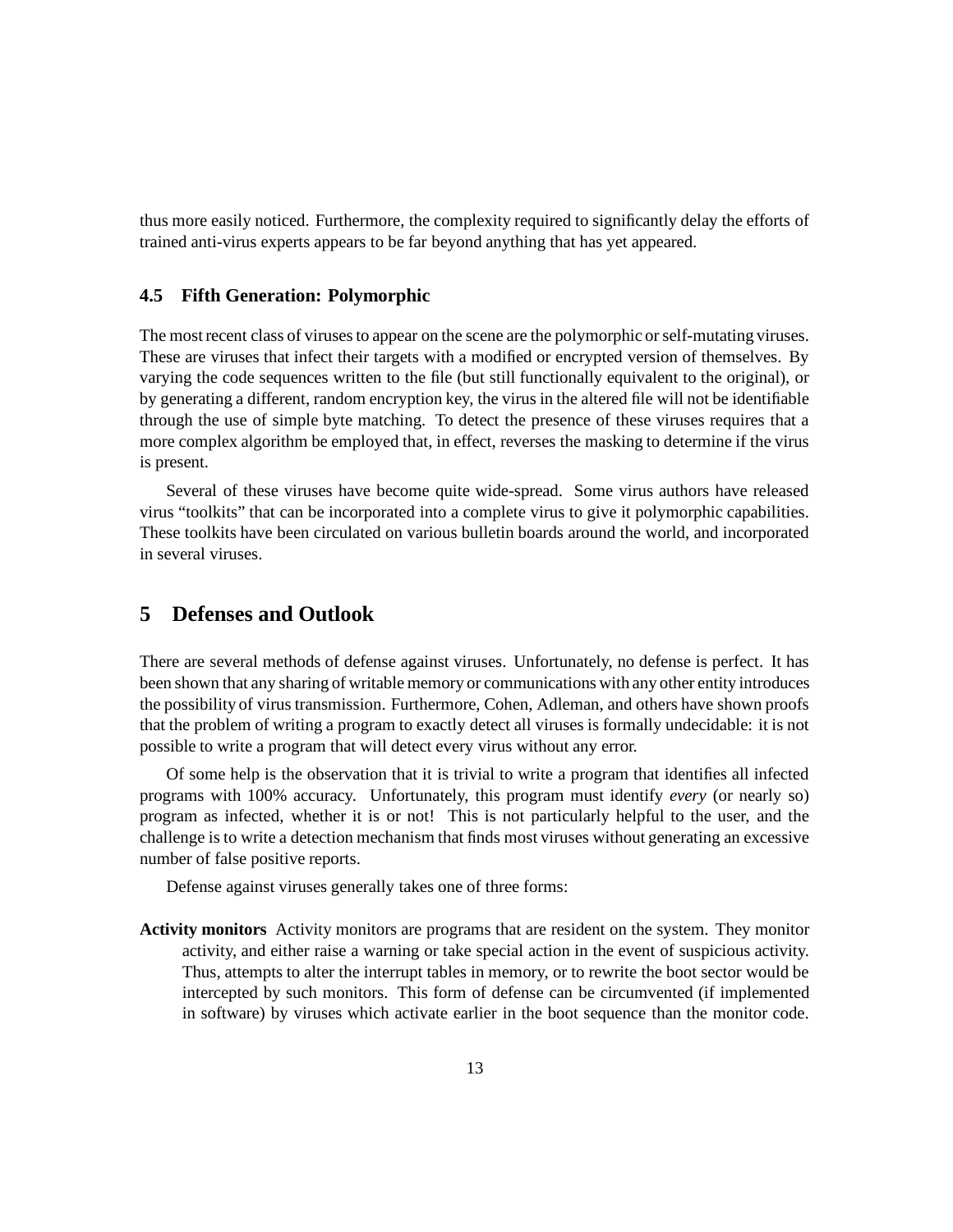thus more easily noticed. Furthermore, the complexity required to significantly delay the efforts of trained anti-virus experts appears to be far beyond anything that has yet appeared.

### 4.5 Fifth Generation: Polymorphic

The most recent class of viruses to appear on the scene are the polymorphic or self-mutating viruses. These are viruses that infect their targets with a modified or encrypted version of themselves. By varying the code sequences written to the file (but still functionally equivalent to the original), or by generating a different, random encryption key, the virus in the altered file will not be identifiable through the use of simple byte matching. To detect the presence of these viruses requires that a more complex algorithm be employed that, in effect, reverses the masking to determine if the virus is present.

Several of these viruses have become quite wide-spread. Some virus authors have released virus "toolkits" that can be incorporated into a complete virus to give it polymorphic capabilities. These toolkits have been circulated on various bulletin boards around the world, and incorporated in several viruses.

## 5 Defenses and Outlook

There are several methods of defense against viruses. Unfortunately, no defense is perfect. It has been shown that any sharing of writable memory or communications with any other entity introduces the possibility of virus transmission. Furthermore, Cohen, Adleman, and others have shown proofs that the problem of writing a program to exactly detect all viruses is formally undecidable: it is not possible to write a program that will detect every virus without any error.

Of some help is the observation that it is trivial to write a program that identifies all infected programs with 100% accuracy. Unfortunately, this program must identify *every* (or nearly so) program as infected, whether it is or not! This is not particularly helpful to the user, and the challenge is to write a detection mechanism that finds most viruses without generating an excessive number of false positive reports.

Defense against viruses generally takes one of three forms:

**Activity monitors** Activity monitors are programs that are resident on the system. They monitor activity, and either raise a warning or take special action in the event of suspicious activity. Thus, attempts to alter the interrupt tables in memory, or to rewrite the boot sector would be intercepted by such monitors. This form of defense can be circumvented (if implemented in software) by viruses which activate earlier in the boot sequence than the monitor code.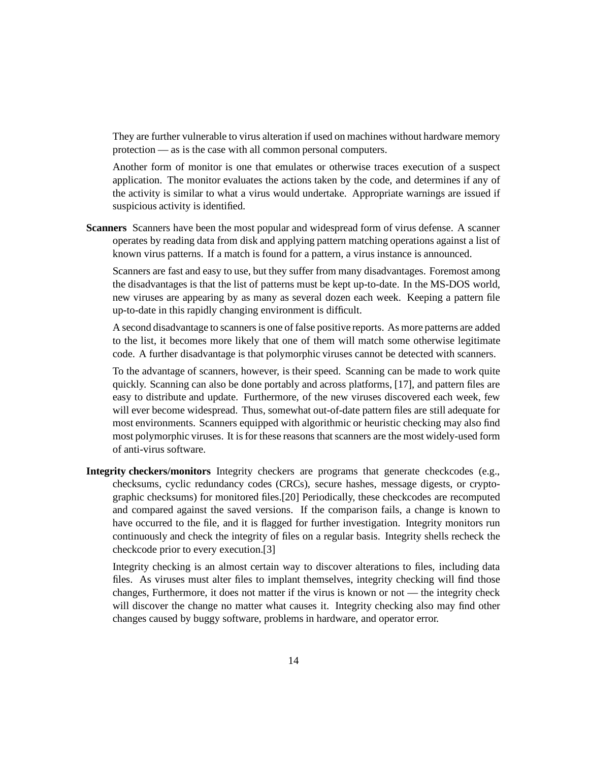They are further vulnerable to virus alteration if used on machines without hardware memory protection — as is the case with all common personal computers.

Another form of monitor is one that emulates or otherwise traces execution of a suspect application. The monitor evaluates the actions taken by the code, and determines if any of the activity is similar to what a virus would undertake. Appropriate warnings are issued if suspicious activity is identified.

**Scanners** Scanners have been the most popular and widespread form of virus defense. A scanner operates by reading data from disk and applying pattern matching operations against a list of known virus patterns. If a match is found for a pattern, a virus instance is announced.

Scanners are fast and easy to use, but they suffer from many disadvantages. Foremost among the disadvantages is that the list of patterns must be kept up-to-date. In the MS-DOS world, new viruses are appearing by as many as several dozen each week. Keeping a pattern file up-to-date in this rapidly changing environment is difficult.

A second disadvantage to scanners is one of false positive reports. As more patterns are added to the list, it becomes more likely that one of them will match some otherwise legitimate code. A further disadvantage is that polymorphic viruses cannot be detected with scanners.

To the advantage of scanners, however, is their speed. Scanning can be made to work quite quickly. Scanning can also be done portably and across platforms, [17], and pattern files are easy to distribute and update. Furthermore, of the new viruses discovered each week, few will ever become widespread. Thus, somewhat out-of-date pattern files are still adequate for most environments. Scanners equipped with algorithmic or heuristic checking may also find most polymorphic viruses. It is for these reasons that scanners are the most widely-used form of anti-virus software.

**Integrity checkers/monitors** Integrity checkers are programs that generate checkcodes (e.g., checksums, cyclic redundancy codes (CRCs), secure hashes, message digests, or cryptographic checksums) for monitored files.[20] Periodically, these checkcodes are recomputed and compared against the saved versions. If the comparison fails, a change is known to have occurred to the file, and it is flagged for further investigation. Integrity monitors run continuously and check the integrity of files on a regular basis. Integrity shells recheck the checkcode prior to every execution.[3]

Integrity checking is an almost certain way to discover alterations to files, including data files. As viruses must alter files to implant themselves, integrity checking will find those changes, Furthermore, it does not matter if the virus is known or not — the integrity check will discover the change no matter what causes it. Integrity checking also may find other changes caused by buggy software, problems in hardware, and operator error.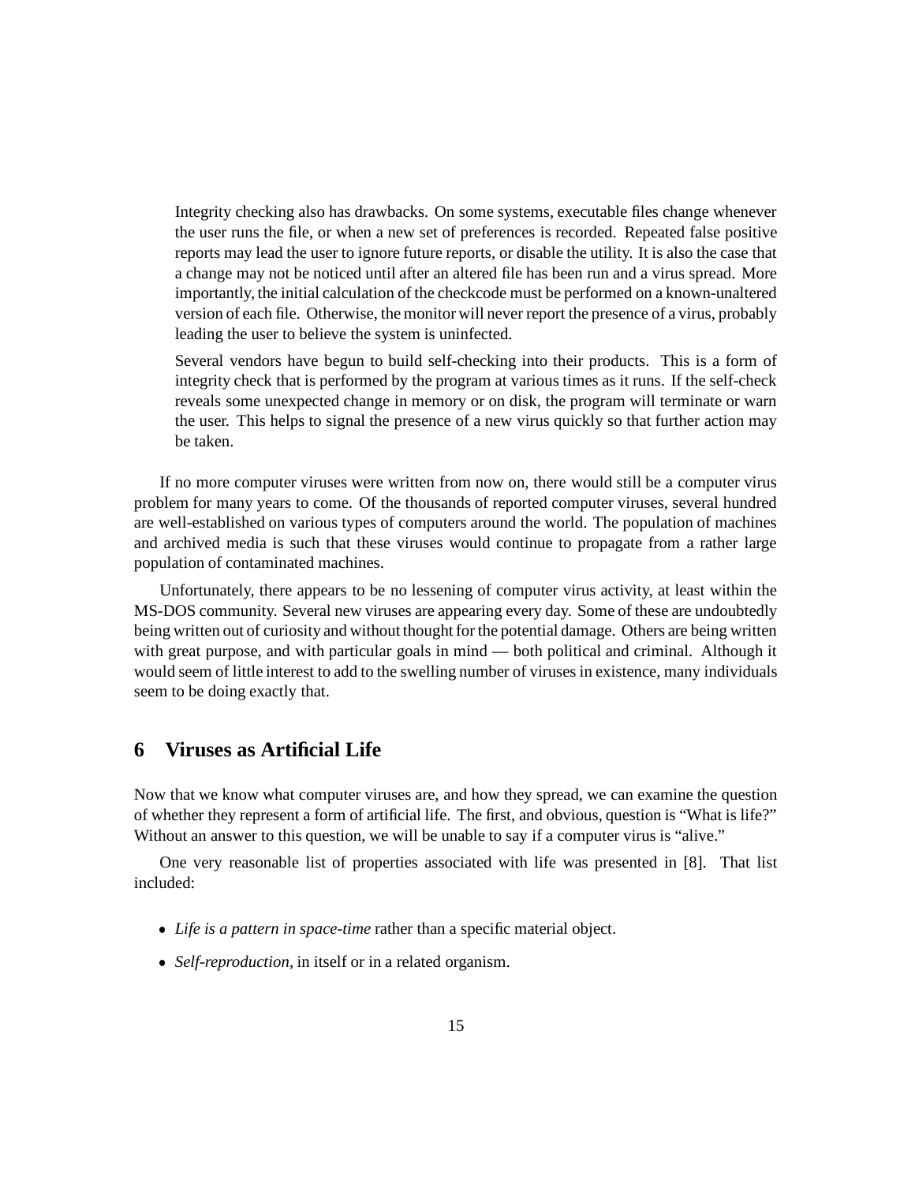Integrity checking also has drawbacks. On some systems, executable files change whenever the user runs the file, or when a new set of preferences is recorded. Repeated false positive reports may lead the user to ignore future reports, or disable the utility. It is also the case that a change may not be noticed until after an altered file has been run and a virus spread. More importantly, the initial calculation of the checkcode must be performed on a known-unaltered version of each file. Otherwise, the monitor will never report the presence of a virus, probably leading the user to believe the system is uninfected.

Several vendors have begun to build self-checking into their products. This is a form of integrity check that is performed by the program at various times as it runs. If the self-check reveals some unexpected change in memory or on disk, the program will terminate or warn the user. This helps to signal the presence of a new virus quickly so that further action may be taken.

If no more computer viruses were written from now on, there would still be a computer virus problem for many years to come. Of the thousands of reported computer viruses, several hundred are well-established on various types of computers around the world. The population of machines and archived media is such that these viruses would continue to propagate from a rather large population of contaminated machines.

Unfortunately, there appears to be no lessening of computer virus activity, at least within the MS-DOS community. Several new viruses are appearing every day. Some of these are undoubtedly being written out of curiosity and without thought for the potential damage. Others are being written with great purpose, and with particular goals in mind — both political and criminal. Although it would seem of little interest to add to the swelling number of viruses in existence, many individuals seem to be doing exactly that.

## 6 Viruses as Artificial Life

Now that we know what computer viruses are, and how they spread, we can examine the question of whether they represent a form of artificial life. The first, and obvious, question is "What is life?" Without an answer to this question, we will be unable to say if a computer virus is "alive."

One very reasonable list of properties associated with life was presented in [8]. That list included:

- *Life is a pattern in space-time* rather than a specific material object.
- *Self-reproduction*, in itself or in a related organism.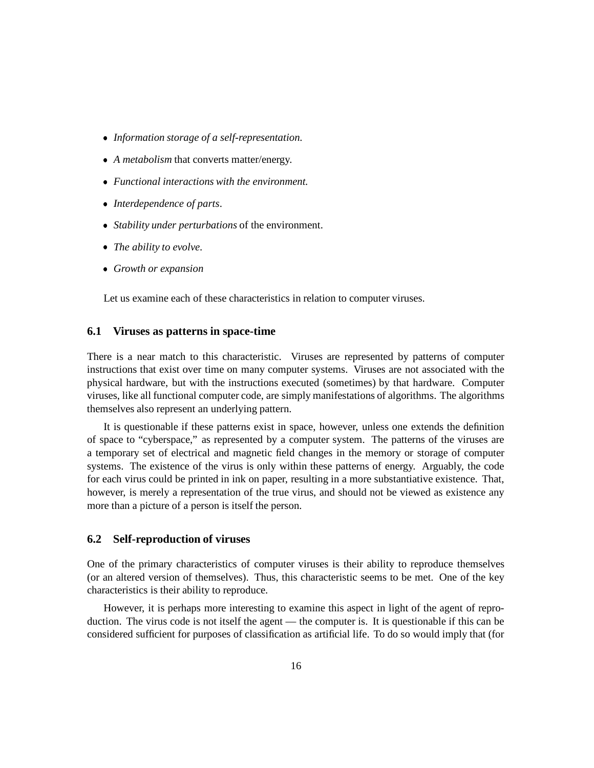- *Information storage of a self-representation.*
- *A metabolism* that converts matter/energy.
- *Functional interactions with the environment.*
- *Interdependence of parts*.
- *Stability under perturbations* of the environment.
- *The ability to evolve*.
- *Growth or expansion*

Let us examine each of these characteristics in relation to computer viruses.

### 6.1 Viruses as patterns in space-time

There is a near match to this characteristic. Viruses are represented by patterns of computer instructions that exist over time on many computer systems. Viruses are not associated with the physical hardware, but with the instructions executed (sometimes) by that hardware. Computer viruses, like all functional computer code, are simply manifestations of algorithms. The algorithms themselves also represent an underlying pattern.

It is questionable if these patterns exist in space, however, unless one extends the definition of space to "cyberspace," as represented by a computer system. The patterns of the viruses are a temporary set of electrical and magnetic field changes in the memory or storage of computer systems. The existence of the virus is only within these patterns of energy. Arguably, the code for each virus could be printed in ink on paper, resulting in a more substantiative existence. That, however, is merely a representation of the true virus, and should not be viewed as existence any more than a picture of a person is itself the person.

### 6.2 Self-reproduction of viruses

One of the primary characteristics of computer viruses is their ability to reproduce themselves (or an altered version of themselves). Thus, this characteristic seems to be met. One of the key characteristics is their ability to reproduce.

However, it is perhaps more interesting to examine this aspect in light of the agent of reproduction. The virus code is not itself the agent — the computer is. It is questionable if this can be considered sufficient for purposes of classification as artificial life. To do so would imply that (for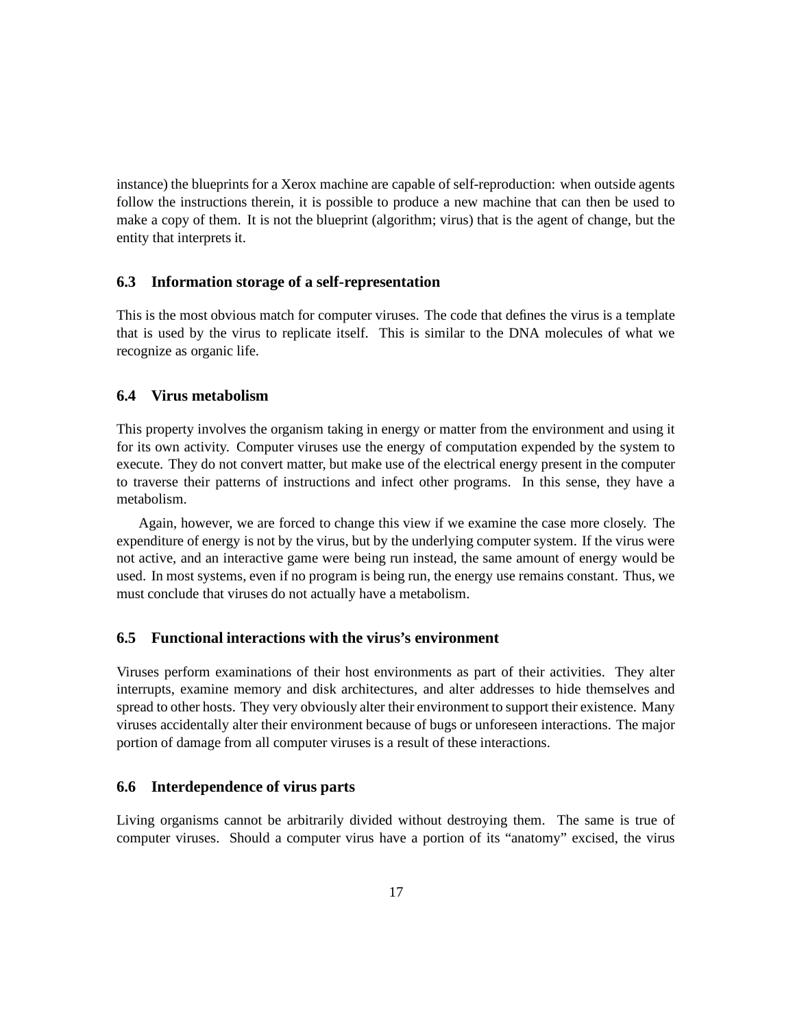instance) the blueprints for a Xerox machine are capable of self-reproduction: when outside agents follow the instructions therein, it is possible to produce a new machine that can then be used to make a copy of them. It is not the blueprint (algorithm; virus) that is the agent of change, but the entity that interprets it.

### 6.3 Information storage of a self-representation

This is the most obvious match for computer viruses. The code that defines the virus is a template that is used by the virus to replicate itself. This is similar to the DNA molecules of what we recognize as organic life.

### 6.4 Virus metabolism

This property involves the organism taking in energy or matter from the environment and using it for its own activity. Computer viruses use the energy of computation expended by the system to execute. They do not convert matter, but make use of the electrical energy present in the computer to traverse their patterns of instructions and infect other programs. In this sense, they have a metabolism.

Again, however, we are forced to change this view if we examine the case more closely. The expenditure of energy is not by the virus, but by the underlying computer system. If the virus were not active, and an interactive game were being run instead, the same amount of energy would be used. In most systems, even if no program is being run, the energy use remains constant. Thus, we must conclude that viruses do not actually have a metabolism.

### 6.5 Functional interactions with the virus's environment

Viruses perform examinations of their host environments as part of their activities. They alter interrupts, examine memory and disk architectures, and alter addresses to hide themselves and spread to other hosts. They very obviously alter their environment to support their existence. Many viruses accidentally alter their environment because of bugs or unforeseen interactions. The major portion of damage from all computer viruses is a result of these interactions.

### 6.6 Interdependence of virus parts

Living organisms cannot be arbitrarily divided without destroying them. The same is true of computer viruses. Should a computer virus have a portion of its "anatomy" excised, the virus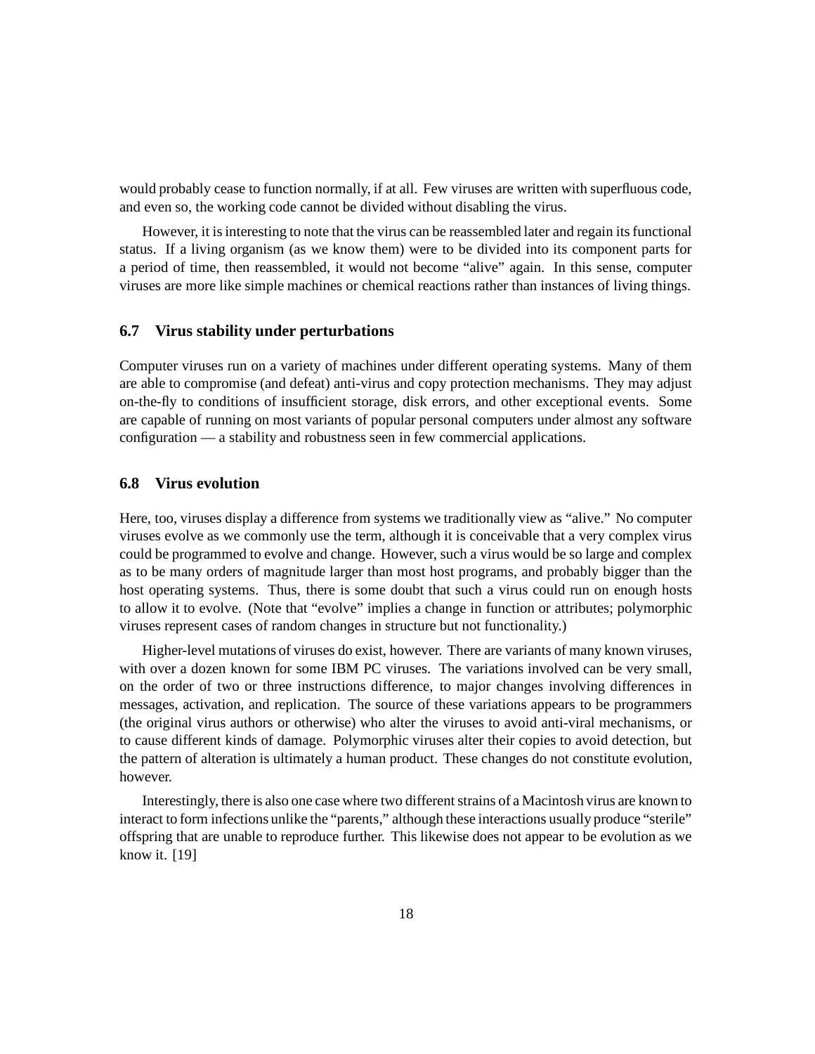would probably cease to function normally, if at all. Few viruses are written with superfluous code, and even so, the working code cannot be divided without disabling the virus.

However, it is interesting to note that the virus can be reassembled later and regain its functional status. If a living organism (as we know them) were to be divided into its component parts for a period of time, then reassembled, it would not become "alive" again. In this sense, computer viruses are more like simple machines or chemical reactions rather than instances of living things.

### 6.7 Virus stability under perturbations

Computer viruses run on a variety of machines under different operating systems. Many of them are able to compromise (and defeat) anti-virus and copy protection mechanisms. They may adjust on-the-fly to conditions of insufficient storage, disk errors, and other exceptional events. Some are capable of running on most variants of popular personal computers under almost any software configuration — a stability and robustness seen in few commercial applications.

### 6.8 Virus evolution

Here, too, viruses display a difference from systems we traditionally view as "alive." No computer viruses evolve as we commonly use the term, although it is conceivable that a very complex virus could be programmed to evolve and change. However, such a virus would be so large and complex as to be many orders of magnitude larger than most host programs, and probably bigger than the host operating systems. Thus, there is some doubt that such a virus could run on enough hosts to allow it to evolve. (Note that "evolve" implies a change in function or attributes; polymorphic viruses represent cases of random changes in structure but not functionality.)

Higher-level mutations of viruses do exist, however. There are variants of many known viruses, with over a dozen known for some IBM PC viruses. The variations involved can be very small, on the order of two or three instructions difference, to major changes involving differences in messages, activation, and replication. The source of these variations appears to be programmers (the original virus authors or otherwise) who alter the viruses to avoid anti-viral mechanisms, or to cause different kinds of damage. Polymorphic viruses alter their copies to avoid detection, but the pattern of alteration is ultimately a human product. These changes do not constitute evolution, however.

Interestingly, there is also one case where two different strains of a Macintosh virus are known to interact to form infections unlike the "parents," although these interactions usually produce "sterile" offspring that are unable to reproduce further. This likewise does not appear to be evolution as we know it. [19]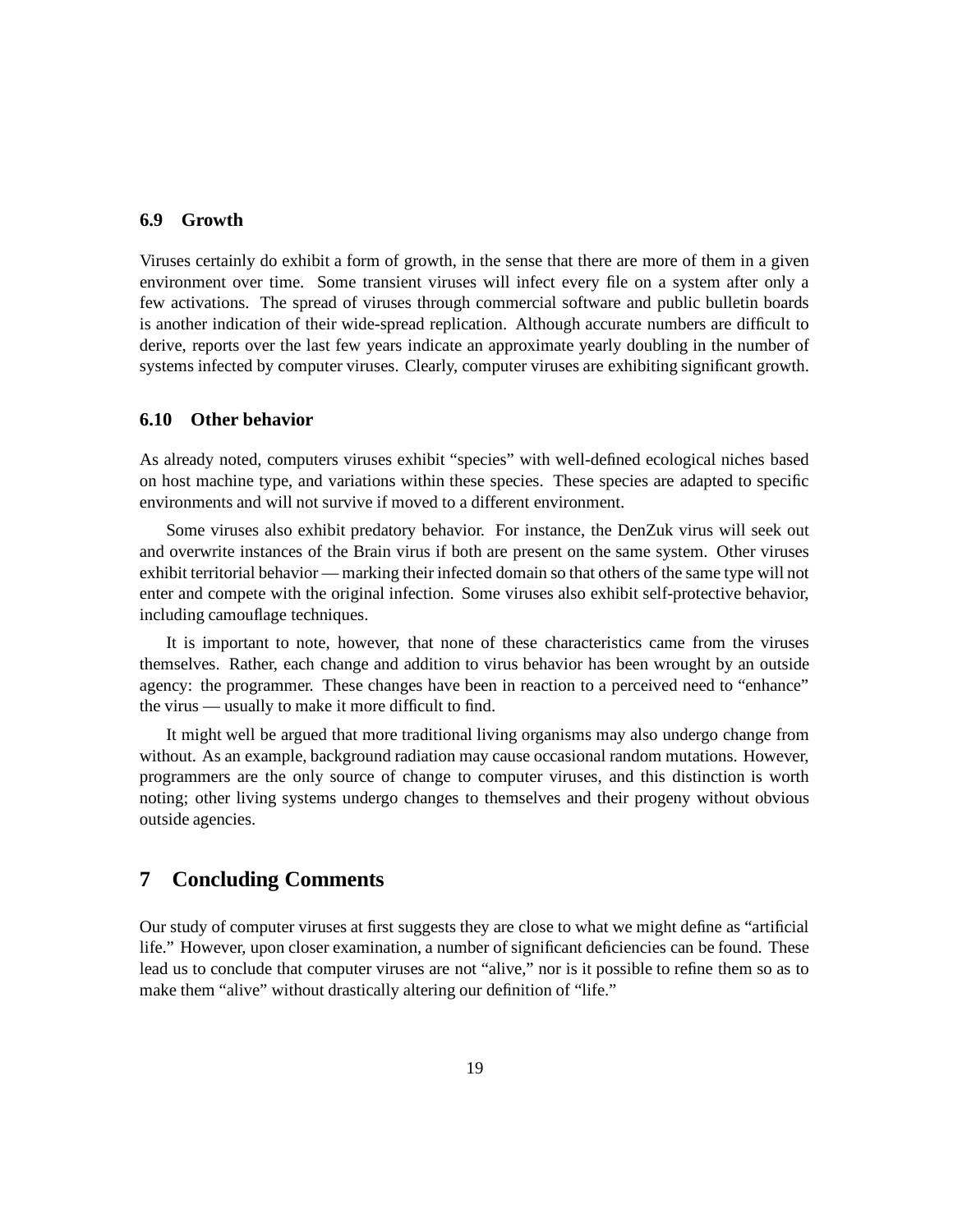### 6.9 Growth

Viruses certainly do exhibit a form of growth, in the sense that there are more of them in a given environment over time. Some transient viruses will infect every file on a system after only a few activations. The spread of viruses through commercial software and public bulletin boards is another indication of their wide-spread replication. Although accurate numbers are difficult to derive, reports over the last few years indicate an approximate yearly doubling in the number of systems infected by computer viruses. Clearly, computer viruses are exhibiting significant growth.

### 6.10 Other behavior

As already noted, computers viruses exhibit "species" with well-defined ecological niches based on host machine type, and variations within these species. These species are adapted to specific environments and will not survive if moved to a different environment.

Some viruses also exhibit predatory behavior. For instance, the DenZuk virus will seek out and overwrite instances of the Brain virus if both are present on the same system. Other viruses exhibit territorial behavior — marking their infected domain so that others of the same type will not enter and compete with the original infection. Some viruses also exhibit self-protective behavior, including camouflage techniques.

It is important to note, however, that none of these characteristics came from the viruses themselves. Rather, each change and addition to virus behavior has been wrought by an outside agency: the programmer. These changes have been in reaction to a perceived need to "enhance" the virus — usually to make it more difficult to find.

It might well be argued that more traditional living organisms may also undergo change from without. As an example, background radiation may cause occasional random mutations. However, programmers are the only source of change to computer viruses, and this distinction is worth noting; other living systems undergo changes to themselves and their progeny without obvious outside agencies.

## 7 Concluding Comments

Our study of computer viruses at first suggests they are close to what we might define as "artificial life." However, upon closer examination, a number of significant deficiencies can be found. These lead us to conclude that computer viruses are not "alive," nor is it possible to refine them so as to make them "alive" without drastically altering our definition of "life."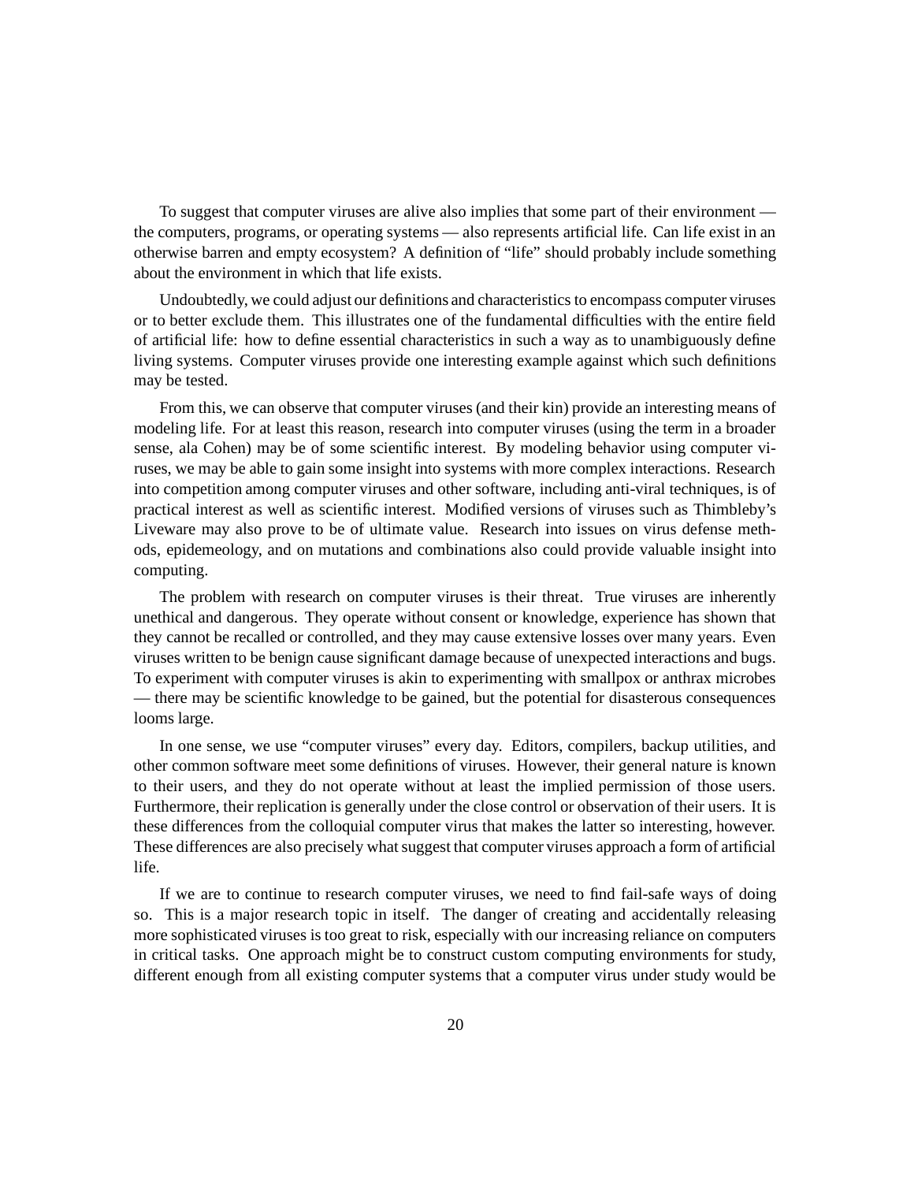To suggest that computer viruses are alive also implies that some part of their environment — the computers, programs, or operating systems — also represents artificial life. Can life exist in an otherwise barren and empty ecosystem? A definition of "life" should probably include something about the environment in which that life exists.

Undoubtedly, we could adjust our definitions and characteristics to encompass computer viruses or to better exclude them. This illustrates one of the fundamental difficulties with the entire field of artificial life: how to define essential characteristics in such a way as to unambiguously define living systems. Computer viruses provide one interesting example against which such definitions may be tested.

From this, we can observe that computer viruses (and their kin) provide an interesting means of modeling life. For at least this reason, research into computer viruses (using the term in a broader sense, ala Cohen) may be of some scientific interest. By modeling behavior using computer viruses, we may be able to gain some insight into systems with more complex interactions. Research into competition among computer viruses and other software, including anti-viral techniques, is of practical interest as well as scientific interest. Modified versions of viruses such as Thimbleby's Liveware may also prove to be of ultimate value. Research into issues on virus defense methods, epidemeology, and on mutations and combinations also could provide valuable insight into computing.

The problem with research on computer viruses is their threat. True viruses are inherently unethical and dangerous. They operate without consent or knowledge, experience has shown that they cannot be recalled or controlled, and they may cause extensive losses over many years. Even viruses written to be benign cause significant damage because of unexpected interactions and bugs. To experiment with computer viruses is akin to experimenting with smallpox or anthrax microbes — there may be scientific knowledge to be gained, but the potential for disasterous consequences looms large.

In one sense, we use "computer viruses" every day. Editors, compilers, backup utilities, and other common software meet some definitions of viruses. However, their general nature is known to their users, and they do not operate without at least the implied permission of those users. Furthermore, their replication is generally under the close control or observation of their users. It is these differences from the colloquial computer virus that makes the latter so interesting, however. These differences are also precisely what suggest that computer viruses approach a form of artificial life.

If we are to continue to research computer viruses, we need to find fail-safe ways of doing so. This is a major research topic in itself. The danger of creating and accidentally releasing more sophisticated viruses is too great to risk, especially with our increasing reliance on computers in critical tasks. One approach might be to construct custom computing environments for study, different enough from all existing computer systems that a computer virus under study would be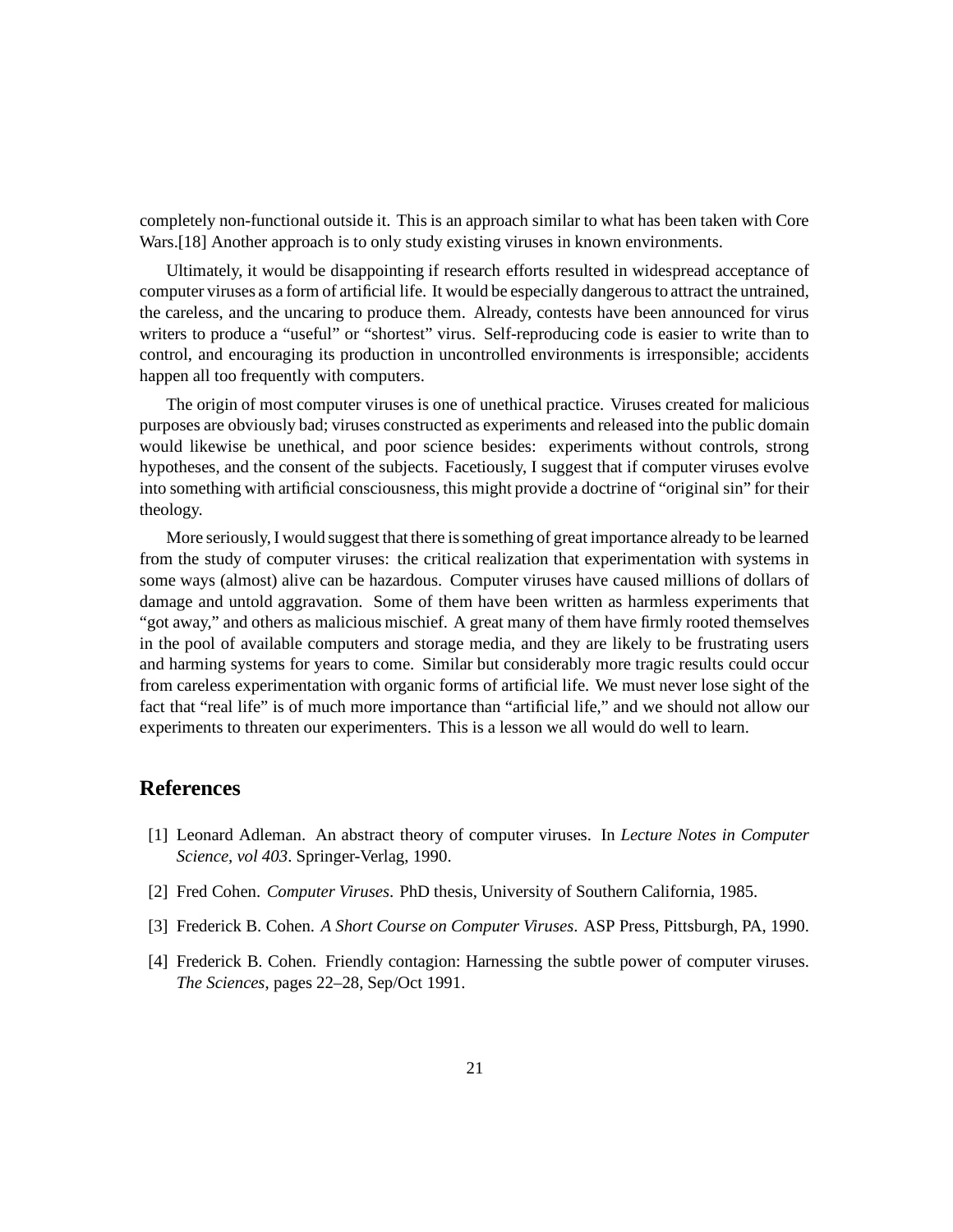completely non-functional outside it. This is an approach similar to what has been taken with Core Wars.[18] Another approach is to only study existing viruses in known environments.

Ultimately, it would be disappointing if research efforts resulted in widespread acceptance of computer viruses as a form of artificial life. It would be especially dangerous to attract the untrained, the careless, and the uncaring to produce them. Already, contests have been announced for virus writers to produce a "useful" or "shortest" virus. Self-reproducing code is easier to write than to control, and encouraging its production in uncontrolled environments is irresponsible; accidents happen all too frequently with computers.

The origin of most computer viruses is one of unethical practice. Viruses created for malicious purposes are obviously bad; viruses constructed as experiments and released into the public domain would likewise be unethical, and poor science besides: experiments without controls, strong hypotheses, and the consent of the subjects. Facetiously, I suggest that if computer viruses evolve into something with artificial consciousness, this might provide a doctrine of "original sin" for their theology.

More seriously, I would suggest that there is something of great importance already to be learned from the study of computer viruses: the critical realization that experimentation with systems in some ways (almost) alive can be hazardous. Computer viruses have caused millions of dollars of damage and untold aggravation. Some of them have been written as harmless experiments that "got away," and others as malicious mischief. A great many of them have firmly rooted themselves in the pool of available computers and storage media, and they are likely to be frustrating users and harming systems for years to come. Similar but considerably more tragic results could occur from careless experimentation with organic forms of artificial life. We must never lose sight of the fact that "real life" is of much more importance than "artificial life," and we should not allow our experiments to threaten our experimenters. This is a lesson we all would do well to learn.

## References

[1] Leonard Adleman. An abstract theory of computer viruses. In *Lecture Notes in Computer Science, vol 403*. Springer-Verlag, 1990.

[2] Fred Cohen. *Computer Viruses*. PhD thesis, University of Southern California, 1985.

[3] Frederick B. Cohen. *A Short Course on Computer Viruses*. ASP Press, Pittsburgh, PA, 1990.

[4] Frederick B. Cohen. Friendly contagion: Harnessing the subtle power of computer viruses. *The Sciences*, pages 22–28, Sep/Oct 1991.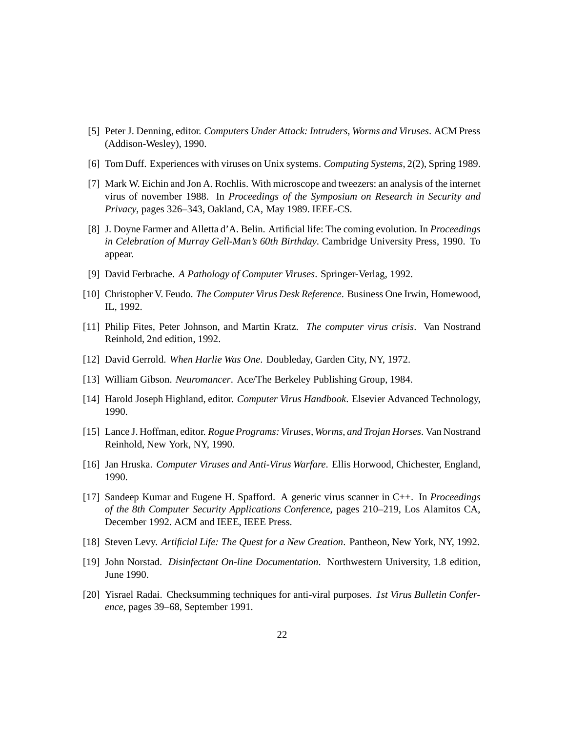[5] Peter J. Denning, editor. *Computers Under Attack: Intruders, Worms and Viruses*. ACM Press (Addison-Wesley), 1990.

[6] Tom Duff. Experiences with viruses on Unix systems. *Computing Systems*, 2(2), Spring 1989.

[7] Mark W. Eichin and Jon A. Rochlis. With microscope and tweezers: an analysis of the internet virus of november 1988. In *Proceedings of the Symposium on Research in Security and Privacy*, pages 326–343, Oakland, CA, May 1989. IEEE-CS.

[8] J. Doyne Farmer and Alletta d'A. Belin. Artificial life: The coming evolution. In *Proceedings in Celebration of Murray Gell-Man's 60th Birthday*. Cambridge University Press, 1990. To appear.

[9] David Ferbrache. *A Pathology of Computer Viruses*. Springer-Verlag, 1992.

[10] Christopher V. Feudo. *The Computer Virus Desk Reference*. Business One Irwin, Homewood, IL, 1992.

[11] Philip Fites, Peter Johnson, and Martin Kratz. *The computer virus crisis*. Van Nostrand Reinhold, 2nd edition, 1992.

[12] David Gerrold. *When Harlie Was One*. Doubleday, Garden City, NY, 1972.

[13] William Gibson. *Neuromancer*. Ace/The Berkeley Publishing Group, 1984.

[14] Harold Joseph Highland, editor. *Computer Virus Handbook*. Elsevier Advanced Technology, 1990.

[15] Lance J. Hoffman, editor. *Rogue Programs: Viruses, Worms, and Trojan Horses*. Van Nostrand Reinhold, New York, NY, 1990.

[16] Jan Hruska. *Computer Viruses and Anti-Virus Warfare*. Ellis Horwood, Chichester, England, 1990.

[17] Sandeep Kumar and Eugene H. Spafford. A generic virus scanner in C++. In *Proceedings of the 8th Computer Security Applications Conference*, pages 210–219, Los Alamitos CA, December 1992. ACM and IEEE, IEEE Press.

[18] Steven Levy. *Artificial Life: The Quest for a New Creation*. Pantheon, New York, NY, 1992.

[19] John Norstad. *Disinfectant On-line Documentation*. Northwestern University, 1.8 edition, June 1990.

[20] Yisrael Radai. Checksumming techniques for anti-viral purposes. *1st Virus Bulletin Conference*, pages 39–68, September 1991.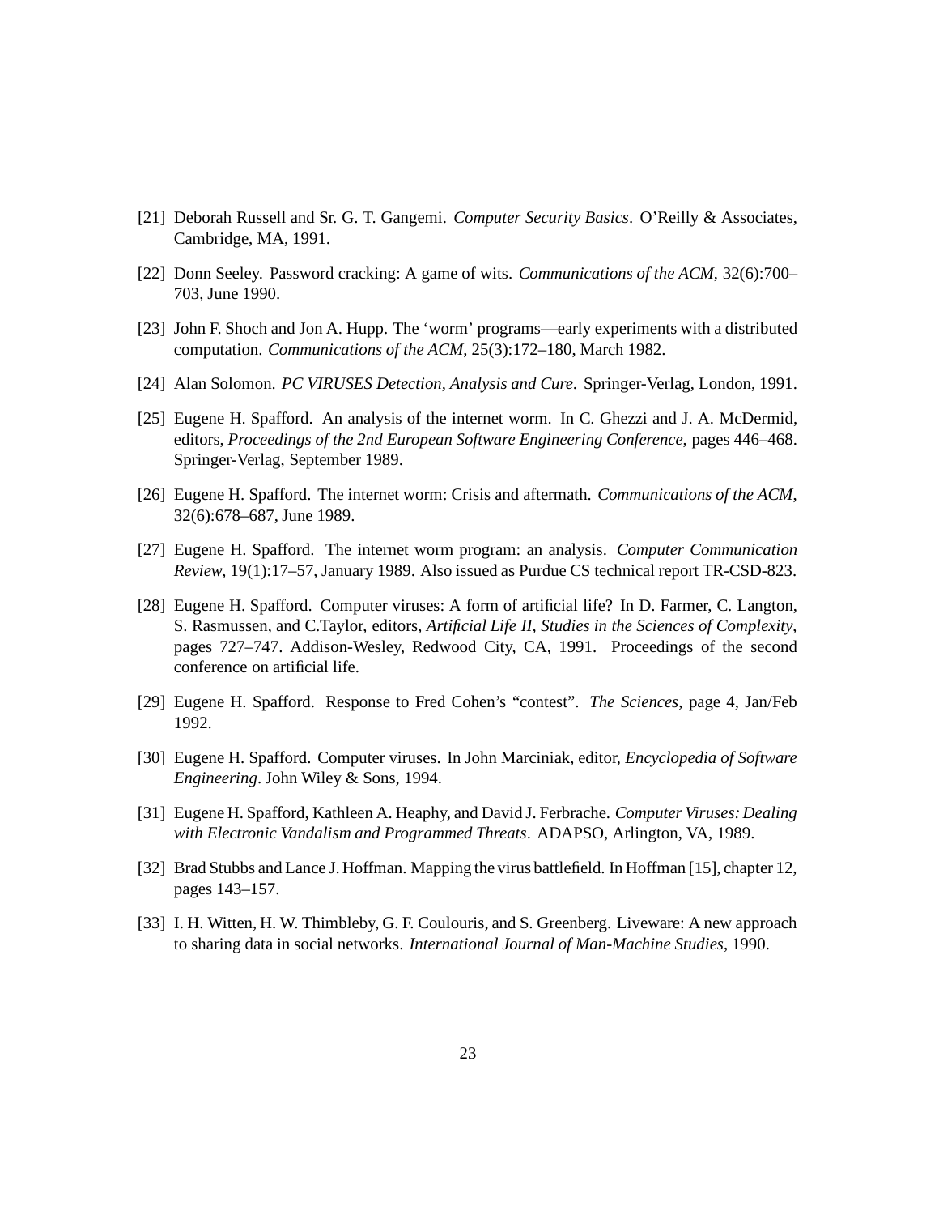[21] Deborah Russell and Sr. G. T. Gangemi. *Computer Security Basics*. O'Reilly & Associates, Cambridge, MA, 1991.

[22] Donn Seeley. Password cracking: A game of wits. *Communications of the ACM*, 32(6):700–703, June 1990.

[23] John F. Shoch and Jon A. Hupp. The 'worm' programs—early experiments with a distributed computation. *Communications of the ACM*, 25(3):172–180, March 1982.

[24] Alan Solomon. *PC VIRUSES Detection, Analysis and Cure*. Springer-Verlag, London, 1991.

[25] Eugene H. Spafford. An analysis of the internet worm. In C. Ghezzi and J. A. McDermid, editors, *Proceedings of the 2nd European Software Engineering Conference*, pages 446–468. Springer-Verlag, September 1989.

[26] Eugene H. Spafford. The internet worm: Crisis and aftermath. *Communications of the ACM*, 32(6):678–687, June 1989.

[27] Eugene H. Spafford. The internet worm program: an analysis. *Computer Communication Review*, 19(1):17–57, January 1989. Also issued as Purdue CS technical report TR-CSD-823.

[28] Eugene H. Spafford. Computer viruses: A form of artificial life? In D. Farmer, C. Langton, S. Rasmussen, and C.Taylor, editors, *Artificial Life II*, *Studies in the Sciences of Complexity*, pages 727–747. Addison-Wesley, Redwood City, CA, 1991. Proceedings of the second conference on artificial life.

[29] Eugene H. Spafford. Response to Fred Cohen's "contest". *The Sciences*, page 4, Jan/Feb 1992.

[30] Eugene H. Spafford. Computer viruses. In John Marciniak, editor, *Encyclopedia of Software Engineering*. John Wiley & Sons, 1994.

[31] Eugene H. Spafford, Kathleen A. Heaphy, and David J. Ferbrache. *Computer Viruses: Dealing with Electronic Vandalism and Programmed Threats*. ADAPSO, Arlington, VA, 1989.

[32] Brad Stubbs and Lance J. Hoffman. Mapping the virus battlefield. In Hoffman [15], chapter 12, pages 143–157.

[33] I. H. Witten, H. W. Thimbleby, G. F. Coulouris, and S. Greenberg. Liveware: A new approach to sharing data in social networks. *International Journal of Man-Machine Studies*, 1990.